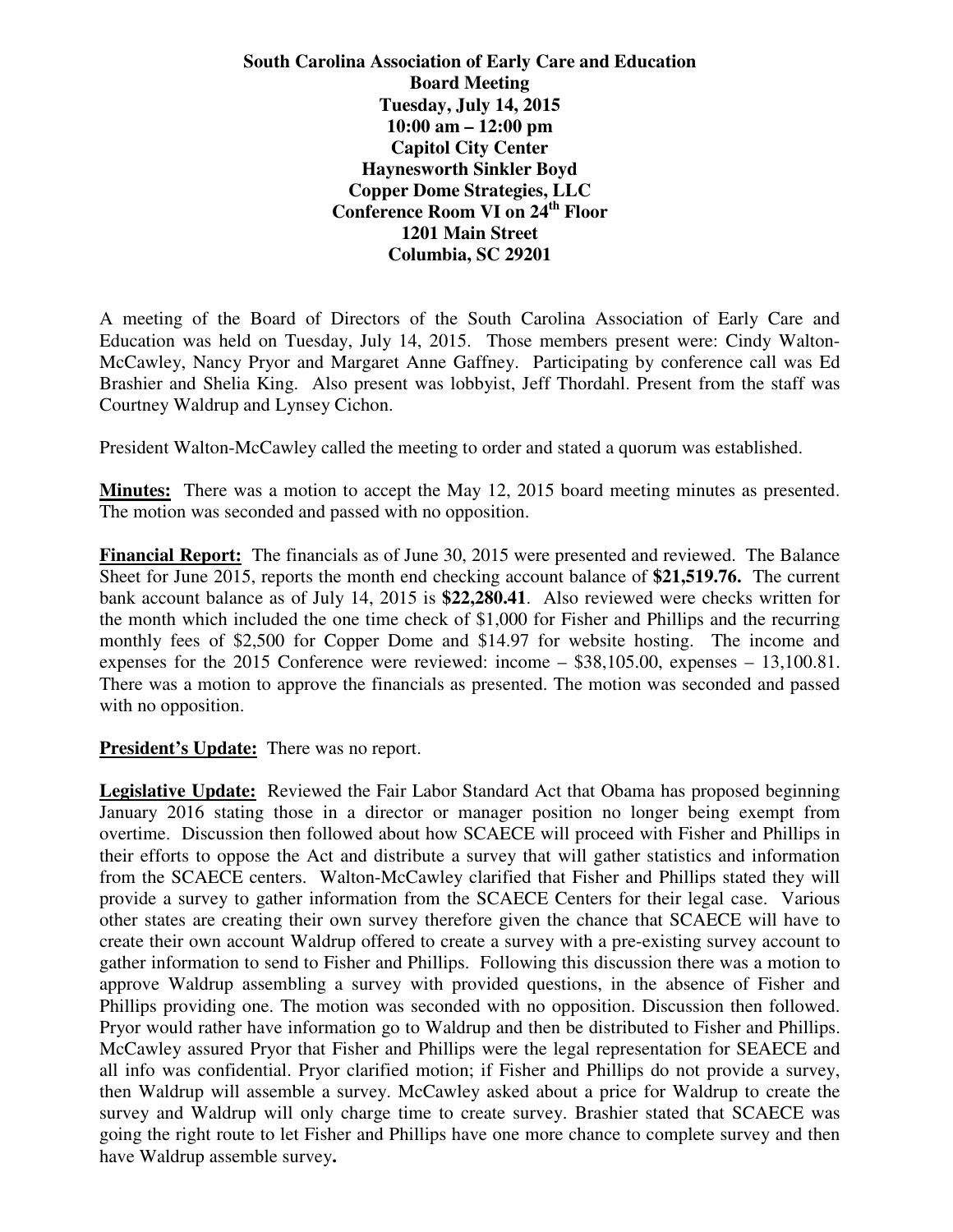**South Carolina Association of Early Care and Education**
**Board Meeting**
**Tuesday, July 14, 2015**
**10:00 am – 12:00 pm**
**Capitol City Center**
**Haynesworth Sinkler Boyd**
**Copper Dome Strategies, LLC**
**Conference Room VI on 24th Floor**
**1201 Main Street**
**Columbia, SC 29201**

A meeting of the Board of Directors of the South Carolina Association of Early Care and Education was held on Tuesday, July 14, 2015. Those members present were: Cindy Walton-McCawley, Nancy Pryor and Margaret Anne Gaffney. Participating by conference call was Ed Brashier and Shelia King. Also present was lobbyist, Jeff Thordahl. Present from the staff was Courtney Waldrup and Lynsey Cichon.

President Walton-McCawley called the meeting to order and stated a quorum was established.

**Minutes:** There was a motion to accept the May 12, 2015 board meeting minutes as presented. The motion was seconded and passed with no opposition.

**Financial Report:** The financials as of June 30, 2015 were presented and reviewed. The Balance Sheet for June 2015, reports the month end checking account balance of **$21,519.76.** The current bank account balance as of July 14, 2015 is **$22,280.41**. Also reviewed were checks written for the month which included the one time check of $1,000 for Fisher and Phillips and the recurring monthly fees of $2,500 for Copper Dome and $14.97 for website hosting. The income and expenses for the 2015 Conference were reviewed: income – $38,105.00, expenses – 13,100.81. There was a motion to approve the financials as presented. The motion was seconded and passed with no opposition.

**President's Update:** There was no report.

**Legislative Update:** Reviewed the Fair Labor Standard Act that Obama has proposed beginning January 2016 stating those in a director or manager position no longer being exempt from overtime. Discussion then followed about how SCAECE will proceed with Fisher and Phillips in their efforts to oppose the Act and distribute a survey that will gather statistics and information from the SCAECE centers. Walton-McCawley clarified that Fisher and Phillips stated they will provide a survey to gather information from the SCAECE Centers for their legal case. Various other states are creating their own survey therefore given the chance that SCAECE will have to create their own account Waldrup offered to create a survey with a pre-existing survey account to gather information to send to Fisher and Phillips. Following this discussion there was a motion to approve Waldrup assembling a survey with provided questions, in the absence of Fisher and Phillips providing one. The motion was seconded with no opposition. Discussion then followed. Pryor would rather have information go to Waldrup and then be distributed to Fisher and Phillips. McCawley assured Pryor that Fisher and Phillips were the legal representation for SEAECE and all info was confidential. Pryor clarified motion; if Fisher and Phillips do not provide a survey, then Waldrup will assemble a survey. McCawley asked about a price for Waldrup to create the survey and Waldrup will only charge time to create survey. Brashier stated that SCAECE was going the right route to let Fisher and Phillips have one more chance to complete survey and then have Waldrup assemble survey.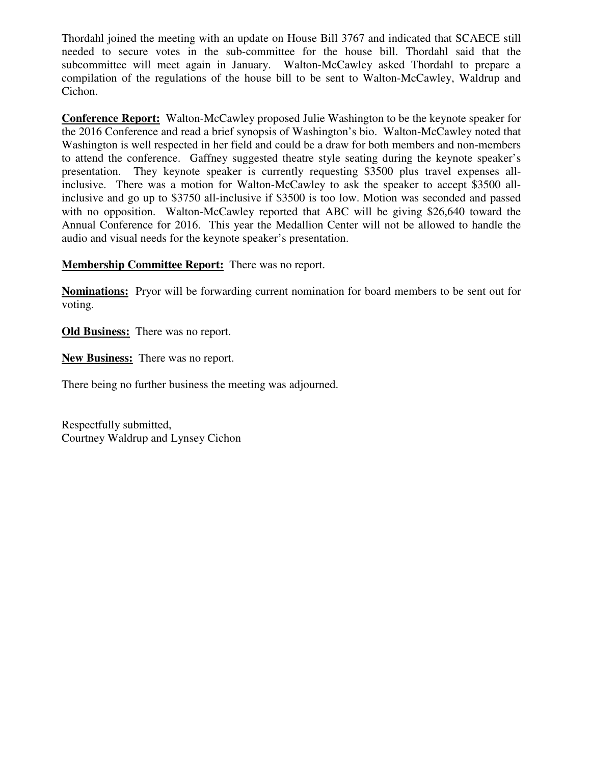Thordahl joined the meeting with an update on House Bill 3767 and indicated that SCAECE still needed to secure votes in the sub-committee for the house bill. Thordahl said that the subcommittee will meet again in January. Walton-McCawley asked Thordahl to prepare a compilation of the regulations of the house bill to be sent to Walton-McCawley, Waldrup and Cichon.

**Conference Report:** Walton-McCawley proposed Julie Washington to be the keynote speaker for the 2016 Conference and read a brief synopsis of Washington's bio. Walton-McCawley noted that Washington is well respected in her field and could be a draw for both members and non-members to attend the conference. Gaffney suggested theatre style seating during the keynote speaker's presentation. They keynote speaker is currently requesting $3500 plus travel expenses all-inclusive. There was a motion for Walton-McCawley to ask the speaker to accept $3500 all-inclusive and go up to $3750 all-inclusive if $3500 is too low. Motion was seconded and passed with no opposition. Walton-McCawley reported that ABC will be giving $26,640 toward the Annual Conference for 2016. This year the Medallion Center will not be allowed to handle the audio and visual needs for the keynote speaker's presentation.

**Membership Committee Report:** There was no report.

**Nominations:** Pryor will be forwarding current nomination for board members to be sent out for voting.

**Old Business:** There was no report.

**New Business:** There was no report.

There being no further business the meeting was adjourned.

Respectfully submitted,
Courtney Waldrup and Lynsey Cichon